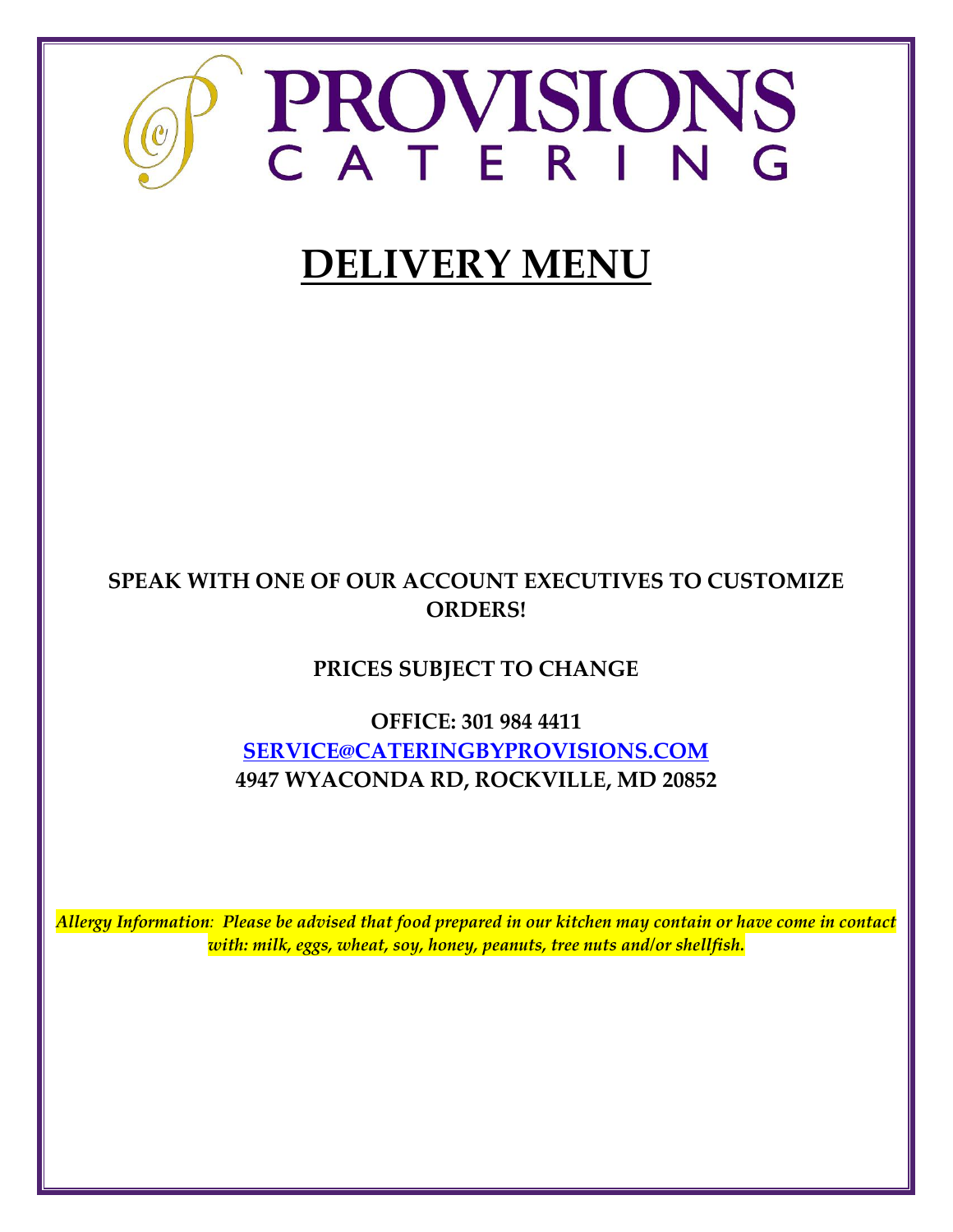# PROVISIONS
## CATERING

# DELIVERY MENU

**SPEAK WITH ONE OF OUR ACCOUNT EXECUTIVES TO CUSTOMIZE ORDERS!**

**PRICES SUBJECT TO CHANGE**

**OFFICE: 301 984 4411**
**SERVICE@CATERINGBYPROVISIONS.COM**
**4947 WYACONDA RD, ROCKVILLE, MD 20852**

*Allergy Information: Please be advised that food prepared in our kitchen may contain or have come in contact with: milk, eggs, wheat, soy, honey, peanuts, tree nuts and/or shellfish.*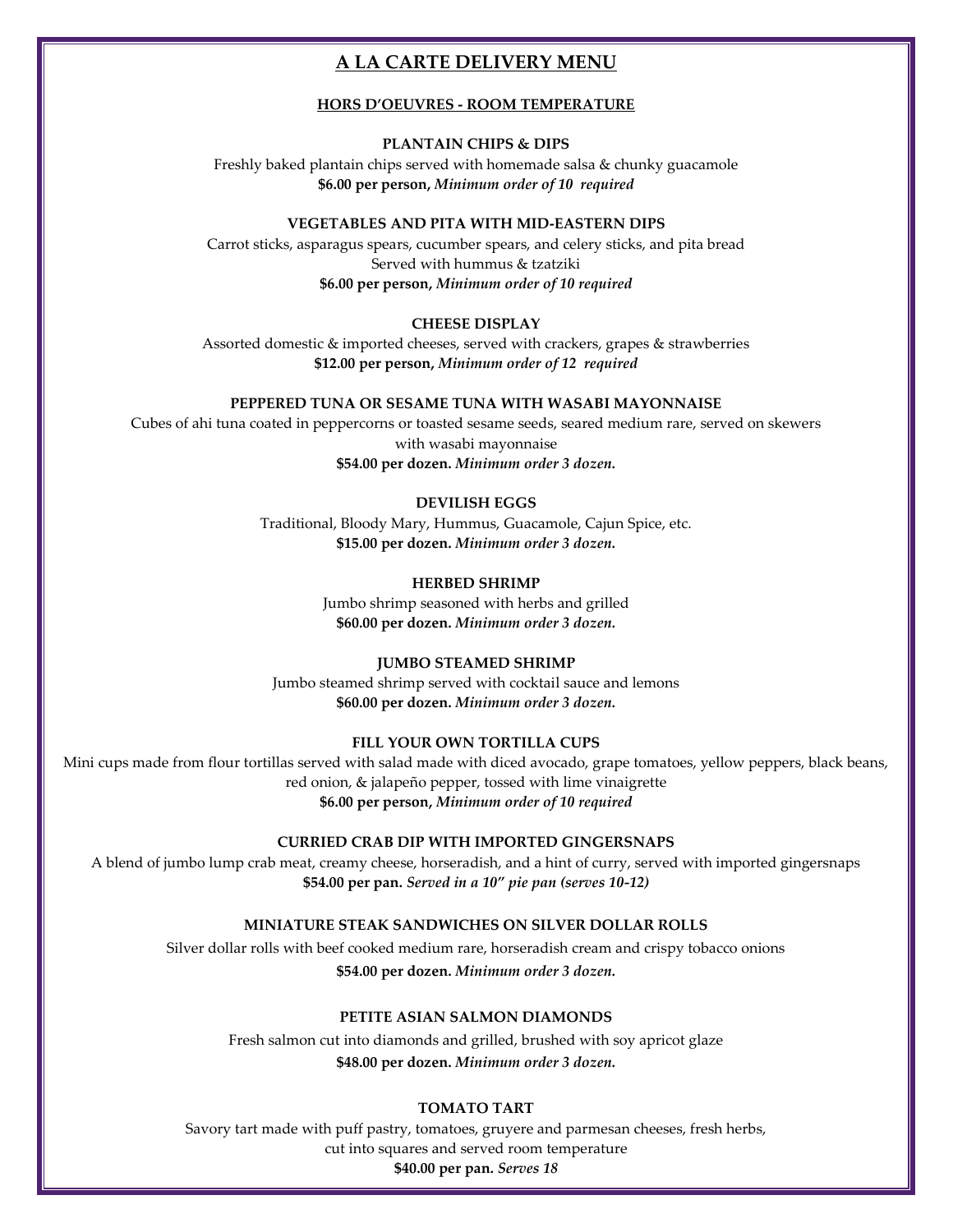# A LA CARTE DELIVERY MENU

## HORS D'OEUVRES - ROOM TEMPERATURE

### PLANTAIN CHIPS & DIPS

Freshly baked plantain chips served with homemade salsa & chunky guacamole
**$6.00 per person,** ***Minimum order of 10 required***

### VEGETABLES AND PITA WITH MID-EASTERN DIPS

Carrot sticks, asparagus spears, cucumber spears, and celery sticks, and pita bread
Served with hummus & tzatziki
**$6.00 per person,** ***Minimum order of 10 required***

### CHEESE DISPLAY

Assorted domestic & imported cheeses, served with crackers, grapes & strawberries
**$12.00 per person,** ***Minimum order of 12 required***

### PEPPERED TUNA OR SESAME TUNA WITH WASABI MAYONNAISE

Cubes of ahi tuna coated in peppercorns or toasted sesame seeds, seared medium rare, served on skewers with wasabi mayonnaise
**$54.00 per dozen.** ***Minimum order 3 dozen.***

### DEVILISH EGGS

Traditional, Bloody Mary, Hummus, Guacamole, Cajun Spice, etc.
**$15.00 per dozen.** ***Minimum order 3 dozen.***

### HERBED SHRIMP

Jumbo shrimp seasoned with herbs and grilled
**$60.00 per dozen.** ***Minimum order 3 dozen.***

### JUMBO STEAMED SHRIMP

Jumbo steamed shrimp served with cocktail sauce and lemons
**$60.00 per dozen.** ***Minimum order 3 dozen.***

### FILL YOUR OWN TORTILLA CUPS

Mini cups made from flour tortillas served with salad made with diced avocado, grape tomatoes, yellow peppers, black beans, red onion, & jalapeño pepper, tossed with lime vinaigrette
**$6.00 per person,** ***Minimum order of 10 required***

### CURRIED CRAB DIP WITH IMPORTED GINGERSNAPS

A blend of jumbo lump crab meat, creamy cheese, horseradish, and a hint of curry, served with imported gingersnaps
**$54.00 per pan.** ***Served in a 10" pie pan (serves 10-12)***

### MINIATURE STEAK SANDWICHES ON SILVER DOLLAR ROLLS

Silver dollar rolls with beef cooked medium rare, horseradish cream and crispy tobacco onions
**$54.00 per dozen.** ***Minimum order 3 dozen.***

### PETITE ASIAN SALMON DIAMONDS

Fresh salmon cut into diamonds and grilled, brushed with soy apricot glaze
**$48.00 per dozen.** ***Minimum order 3 dozen.***

### TOMATO TART

Savory tart made with puff pastry, tomatoes, gruyere and parmesan cheeses, fresh herbs, cut into squares and served room temperature
**$40.00 per pan.** ***Serves 18***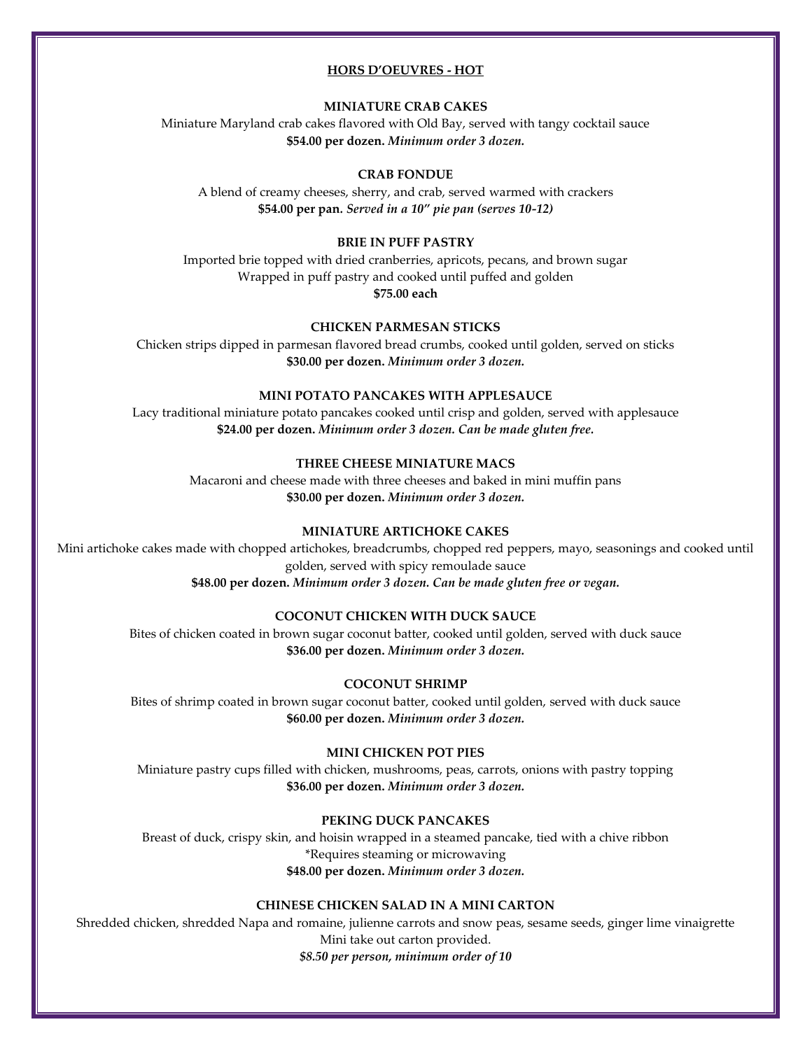## HORS D'OEUVRES - HOT

### MINIATURE CRAB CAKES

Miniature Maryland crab cakes flavored with Old Bay, served with tangy cocktail sauce

**$54.00 per dozen.** ***Minimum order 3 dozen.***

### CRAB FONDUE

A blend of creamy cheeses, sherry, and crab, served warmed with crackers

**$54.00 per pan.** ***Served in a 10" pie pan (serves 10-12)***

### BRIE IN PUFF PASTRY

Imported brie topped with dried cranberries, apricots, pecans, and brown sugar
Wrapped in puff pastry and cooked until puffed and golden

**$75.00 each**

### CHICKEN PARMESAN STICKS

Chicken strips dipped in parmesan flavored bread crumbs, cooked until golden, served on sticks

**$30.00 per dozen.** ***Minimum order 3 dozen.***

### MINI POTATO PANCAKES WITH APPLESAUCE

Lacy traditional miniature potato pancakes cooked until crisp and golden, served with applesauce

**$24.00 per dozen.** ***Minimum order 3 dozen. Can be made gluten free.***

### THREE CHEESE MINIATURE MACS

Macaroni and cheese made with three cheeses and baked in mini muffin pans

**$30.00 per dozen.** ***Minimum order 3 dozen.***

### MINIATURE ARTICHOKE CAKES

Mini artichoke cakes made with chopped artichokes, breadcrumbs, chopped red peppers, mayo, seasonings and cooked until golden, served with spicy remoulade sauce

**$48.00 per dozen.** ***Minimum order 3 dozen. Can be made gluten free or vegan.***

### COCONUT CHICKEN WITH DUCK SAUCE

Bites of chicken coated in brown sugar coconut batter, cooked until golden, served with duck sauce

**$36.00 per dozen.** ***Minimum order 3 dozen.***

### COCONUT SHRIMP

Bites of shrimp coated in brown sugar coconut batter, cooked until golden, served with duck sauce

**$60.00 per dozen.** ***Minimum order 3 dozen.***

### MINI CHICKEN POT PIES

Miniature pastry cups filled with chicken, mushrooms, peas, carrots, onions with pastry topping

**$36.00 per dozen.** ***Minimum order 3 dozen.***

### PEKING DUCK PANCAKES

Breast of duck, crispy skin, and hoisin wrapped in a steamed pancake, tied with a chive ribbon
*Requires steaming or microwaving

**$48.00 per dozen.** ***Minimum order 3 dozen.***

### CHINESE CHICKEN SALAD IN A MINI CARTON

Shredded chicken, shredded Napa and romaine, julienne carrots and snow peas, sesame seeds, ginger lime vinaigrette
Mini take out carton provided.

***$8.50 per person, minimum order of 10***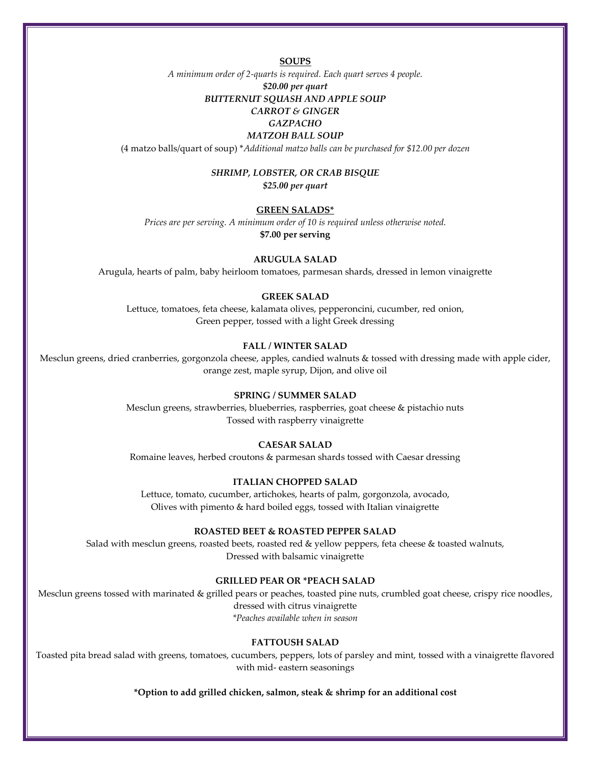## SOUPS

*A minimum order of 2-quarts is required. Each quart serves 4 people.*

***$20.00 per quart***

***BUTTERNUT SQUASH AND APPLE SOUP***

***CARROT & GINGER***

***GAZPACHO***

***MATZOH BALL SOUP***

(4 matzo balls/quart of soup) \**Additional matzo balls can be purchased for $12.00 per dozen*

***SHRIMP, LOBSTER, OR CRAB BISQUE***

***$25.00 per quart***

## GREEN SALADS*

*Prices are per serving. A minimum order of 10 is required unless otherwise noted.*

**$7.00 per serving**

### ARUGULA SALAD

Arugula, hearts of palm, baby heirloom tomatoes, parmesan shards, dressed in lemon vinaigrette

### GREEK SALAD

Lettuce, tomatoes, feta cheese, kalamata olives, pepperoncini, cucumber, red onion, Green pepper, tossed with a light Greek dressing

### FALL / WINTER SALAD

Mesclun greens, dried cranberries, gorgonzola cheese, apples, candied walnuts & tossed with dressing made with apple cider, orange zest, maple syrup, Dijon, and olive oil

### SPRING / SUMMER SALAD

Mesclun greens, strawberries, blueberries, raspberries, goat cheese & pistachio nuts Tossed with raspberry vinaigrette

### CAESAR SALAD

Romaine leaves, herbed croutons & parmesan shards tossed with Caesar dressing

### ITALIAN CHOPPED SALAD

Lettuce, tomato, cucumber, artichokes, hearts of palm, gorgonzola, avocado, Olives with pimento & hard boiled eggs, tossed with Italian vinaigrette

### ROASTED BEET & ROASTED PEPPER SALAD

Salad with mesclun greens, roasted beets, roasted red & yellow peppers, feta cheese & toasted walnuts, Dressed with balsamic vinaigrette

### GRILLED PEAR OR *PEACH SALAD

Mesclun greens tossed with marinated & grilled pears or peaches, toasted pine nuts, crumbled goat cheese, crispy rice noodles, dressed with citrus vinaigrette

*\*Peaches available when in season*

### FATTOUSH SALAD

Toasted pita bread salad with greens, tomatoes, cucumbers, peppers, lots of parsley and mint, tossed with a vinaigrette flavored with mid- eastern seasonings

**\*Option to add grilled chicken, salmon, steak & shrimp for an additional cost**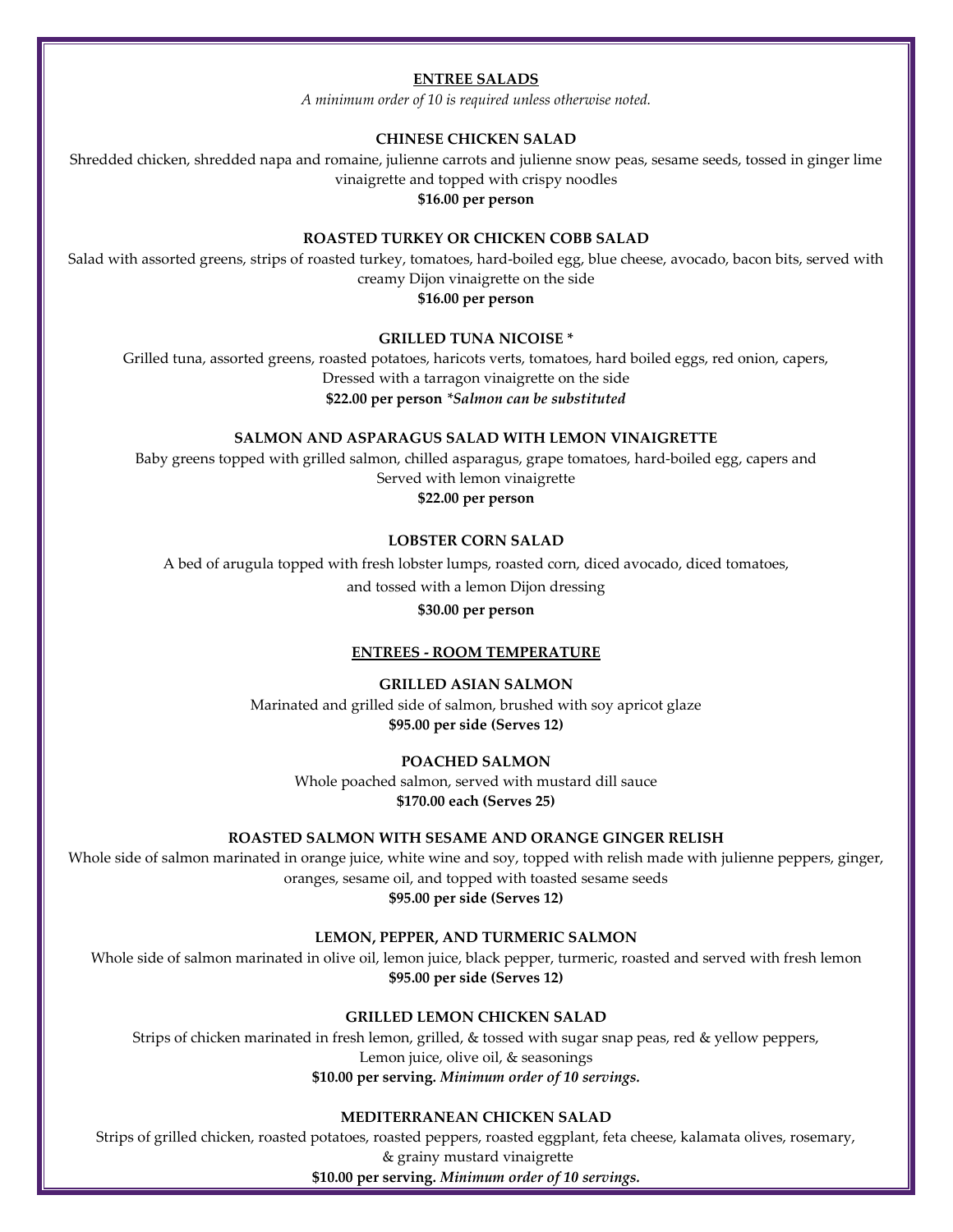## ENTREE SALADS

*A minimum order of 10 is required unless otherwise noted.*

### CHINESE CHICKEN SALAD

Shredded chicken, shredded napa and romaine, julienne carrots and julienne snow peas, sesame seeds, tossed in ginger lime vinaigrette and topped with crispy noodles

**$16.00 per person**

### ROASTED TURKEY OR CHICKEN COBB SALAD

Salad with assorted greens, strips of roasted turkey, tomatoes, hard-boiled egg, blue cheese, avocado, bacon bits, served with creamy Dijon vinaigrette on the side

**$16.00 per person**

### GRILLED TUNA NICOISE *

Grilled tuna, assorted greens, roasted potatoes, haricots verts, tomatoes, hard boiled eggs, red onion, capers, Dressed with a tarragon vinaigrette on the side

**$22.00 per person** ***Salmon can be substituted***

### SALMON AND ASPARAGUS SALAD WITH LEMON VINAIGRETTE

Baby greens topped with grilled salmon, chilled asparagus, grape tomatoes, hard-boiled egg, capers and Served with lemon vinaigrette

**$22.00 per person**

### LOBSTER CORN SALAD

A bed of arugula topped with fresh lobster lumps, roasted corn, diced avocado, diced tomatoes, and tossed with a lemon Dijon dressing

**$30.00 per person**

## ENTREES - ROOM TEMPERATURE

### GRILLED ASIAN SALMON

Marinated and grilled side of salmon, brushed with soy apricot glaze

**$95.00 per side (Serves 12)**

### POACHED SALMON

Whole poached salmon, served with mustard dill sauce

**$170.00 each (Serves 25)**

### ROASTED SALMON WITH SESAME AND ORANGE GINGER RELISH

Whole side of salmon marinated in orange juice, white wine and soy, topped with relish made with julienne peppers, ginger, oranges, sesame oil, and topped with toasted sesame seeds

**$95.00 per side (Serves 12)**

### LEMON, PEPPER, AND TURMERIC SALMON

Whole side of salmon marinated in olive oil, lemon juice, black pepper, turmeric, roasted and served with fresh lemon

**$95.00 per side (Serves 12)**

### GRILLED LEMON CHICKEN SALAD

Strips of chicken marinated in fresh lemon, grilled, & tossed with sugar snap peas, red & yellow peppers, Lemon juice, olive oil, & seasonings

**$10.00 per serving.** ***Minimum order of 10 servings.***

### MEDITERRANEAN CHICKEN SALAD

Strips of grilled chicken, roasted potatoes, roasted peppers, roasted eggplant, feta cheese, kalamata olives, rosemary, & grainy mustard vinaigrette

**$10.00 per serving.** ***Minimum order of 10 servings.***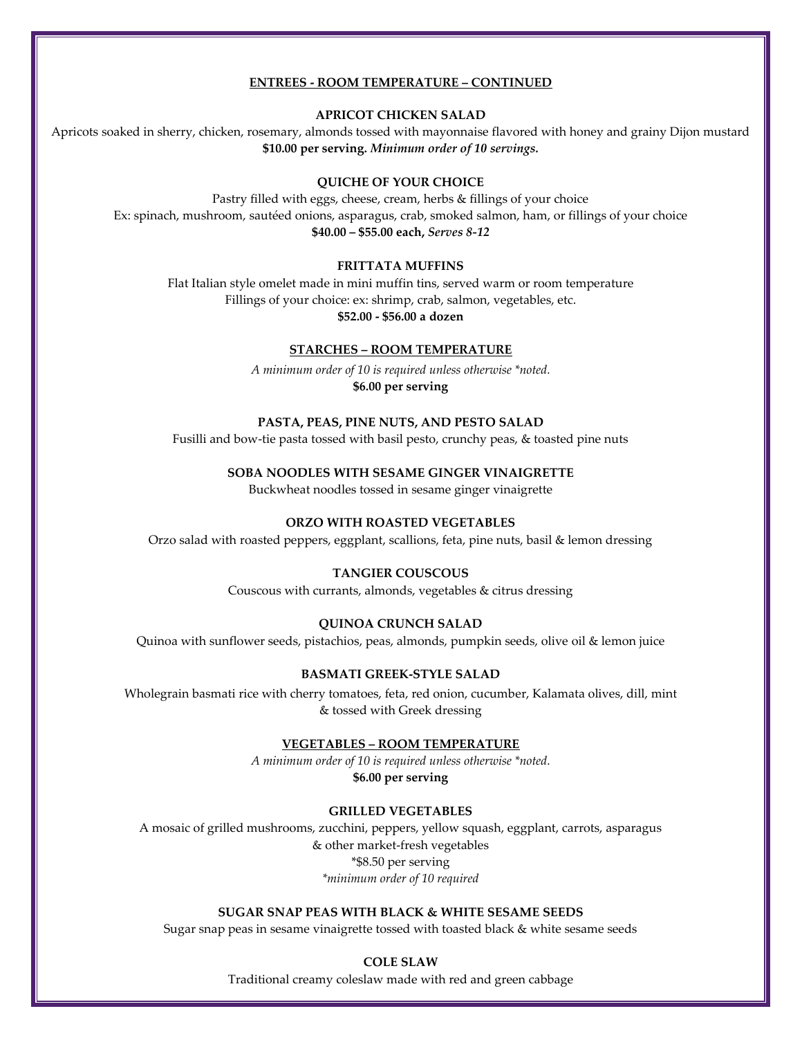## ENTREES - ROOM TEMPERATURE – CONTINUED

### APRICOT CHICKEN SALAD

Apricots soaked in sherry, chicken, rosemary, almonds tossed with mayonnaise flavored with honey and grainy Dijon mustard

**$10.00 per serving.** ***Minimum order of 10 servings.***

### QUICHE OF YOUR CHOICE

Pastry filled with eggs, cheese, cream, herbs & fillings of your choice

Ex: spinach, mushroom, sautéed onions, asparagus, crab, smoked salmon, ham, or fillings of your choice

**$40.00 – $55.00 each,** ***Serves 8-12***

### FRITTATA MUFFINS

Flat Italian style omelet made in mini muffin tins, served warm or room temperature

Fillings of your choice: ex: shrimp, crab, salmon, vegetables, etc.

**$52.00 - $56.00 a dozen**

## STARCHES – ROOM TEMPERATURE

*A minimum order of 10 is required unless otherwise *noted.*

**$6.00 per serving**

### PASTA, PEAS, PINE NUTS, AND PESTO SALAD

Fusilli and bow-tie pasta tossed with basil pesto, crunchy peas, & toasted pine nuts

### SOBA NOODLES WITH SESAME GINGER VINAIGRETTE

Buckwheat noodles tossed in sesame ginger vinaigrette

### ORZO WITH ROASTED VEGETABLES

Orzo salad with roasted peppers, eggplant, scallions, feta, pine nuts, basil & lemon dressing

### TANGIER COUSCOUS

Couscous with currants, almonds, vegetables & citrus dressing

### QUINOA CRUNCH SALAD

Quinoa with sunflower seeds, pistachios, peas, almonds, pumpkin seeds, olive oil & lemon juice

### BASMATI GREEK-STYLE SALAD

Wholegrain basmati rice with cherry tomatoes, feta, red onion, cucumber, Kalamata olives, dill, mint & tossed with Greek dressing

## VEGETABLES – ROOM TEMPERATURE

*A minimum order of 10 is required unless otherwise *noted.*

**$6.00 per serving**

### GRILLED VEGETABLES

A mosaic of grilled mushrooms, zucchini, peppers, yellow squash, eggplant, carrots, asparagus & other market-fresh vegetables

*$8.50 per serving

**minimum order of 10 required*

### SUGAR SNAP PEAS WITH BLACK & WHITE SESAME SEEDS

Sugar snap peas in sesame vinaigrette tossed with toasted black & white sesame seeds

### COLE SLAW

Traditional creamy coleslaw made with red and green cabbage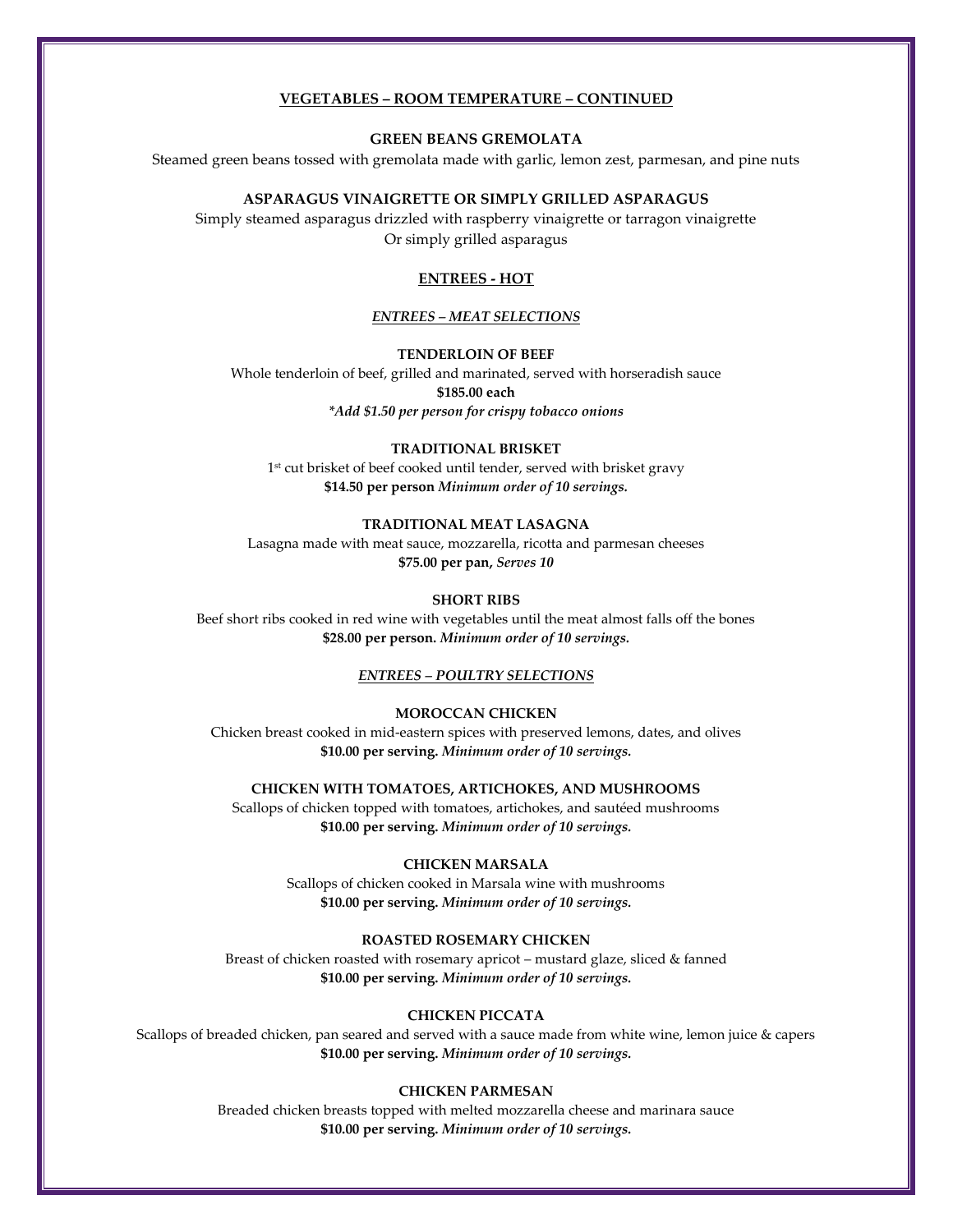## VEGETABLES – ROOM TEMPERATURE – CONTINUED

### GREEN BEANS GREMOLATA

Steamed green beans tossed with gremolata made with garlic, lemon zest, parmesan, and pine nuts

### ASPARAGUS VINAIGRETTE OR SIMPLY GRILLED ASPARAGUS

Simply steamed asparagus drizzled with raspberry vinaigrette or tarragon vinaigrette
Or simply grilled asparagus

## ENTREES - HOT

### *ENTREES – MEAT SELECTIONS*

#### TENDERLOIN OF BEEF

Whole tenderloin of beef, grilled and marinated, served with horseradish sauce
**$185.00 each**
***Add $1.50 per person for crispy tobacco onions***

#### TRADITIONAL BRISKET

1st cut brisket of beef cooked until tender, served with brisket gravy
**$14.50 per person** ***Minimum order of 10 servings.***

#### TRADITIONAL MEAT LASAGNA

Lasagna made with meat sauce, mozzarella, ricotta and parmesan cheeses
**$75.00 per pan,** ***Serves 10***

#### SHORT RIBS

Beef short ribs cooked in red wine with vegetables until the meat almost falls off the bones
**$28.00 per person.** ***Minimum order of 10 servings.***

### *ENTREES – POULTRY SELECTIONS*

#### MOROCCAN CHICKEN

Chicken breast cooked in mid-eastern spices with preserved lemons, dates, and olives
**$10.00 per serving.** ***Minimum order of 10 servings.***

#### CHICKEN WITH TOMATOES, ARTICHOKES, AND MUSHROOMS

Scallops of chicken topped with tomatoes, artichokes, and sautéed mushrooms
**$10.00 per serving.** ***Minimum order of 10 servings.***

#### CHICKEN MARSALA

Scallops of chicken cooked in Marsala wine with mushrooms
**$10.00 per serving.** ***Minimum order of 10 servings.***

#### ROASTED ROSEMARY CHICKEN

Breast of chicken roasted with rosemary apricot – mustard glaze, sliced & fanned
**$10.00 per serving.** ***Minimum order of 10 servings.***

#### CHICKEN PICCATA

Scallops of breaded chicken, pan seared and served with a sauce made from white wine, lemon juice & capers
**$10.00 per serving.** ***Minimum order of 10 servings.***

#### CHICKEN PARMESAN

Breaded chicken breasts topped with melted mozzarella cheese and marinara sauce
**$10.00 per serving.** ***Minimum order of 10 servings.***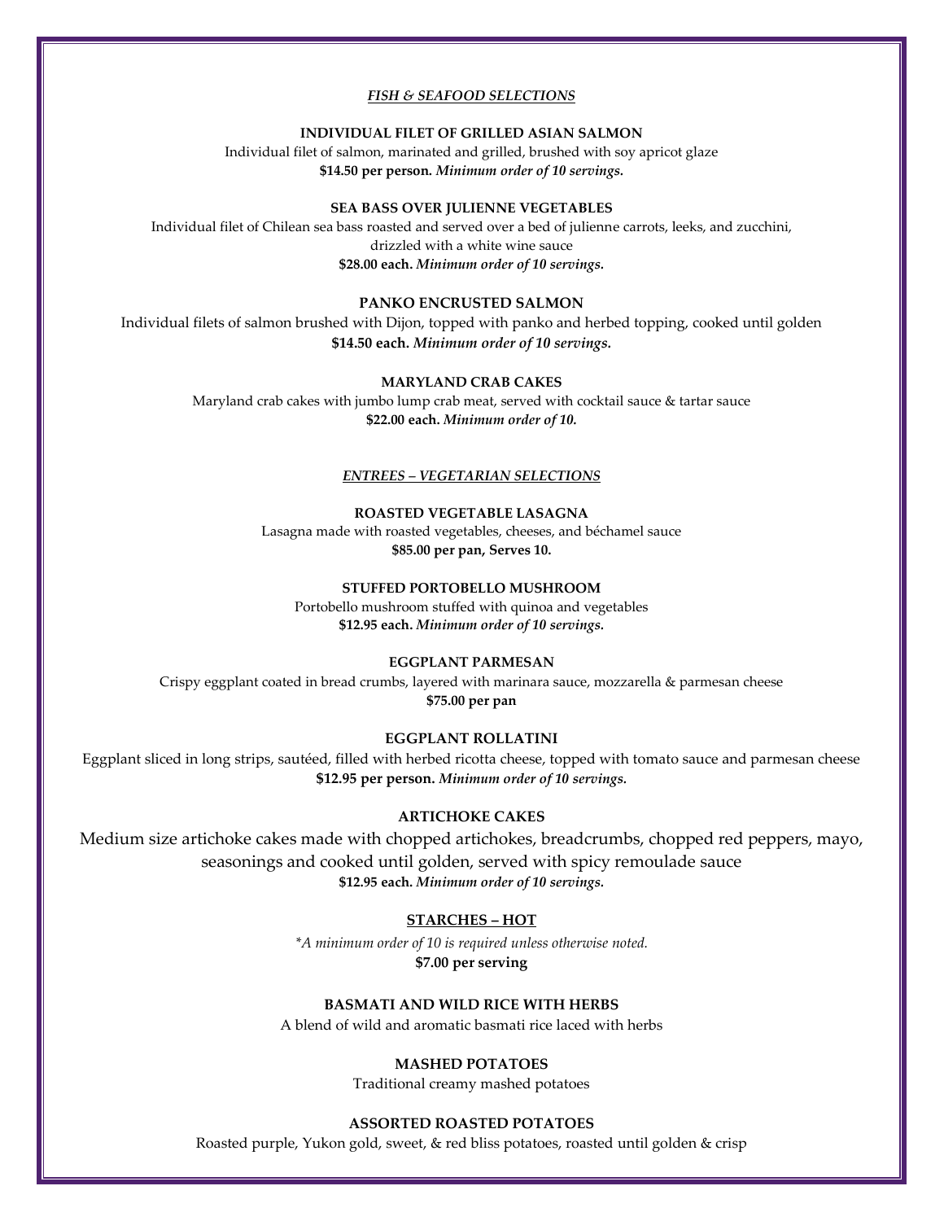## ***FISH & SEAFOOD SELECTIONS***

**INDIVIDUAL FILET OF GRILLED ASIAN SALMON**

Individual filet of salmon, marinated and grilled, brushed with soy apricot glaze

**$14.50 per person.** ***Minimum order of 10 servings.***

**SEA BASS OVER JULIENNE VEGETABLES**

Individual filet of Chilean sea bass roasted and served over a bed of julienne carrots, leeks, and zucchini, drizzled with a white wine sauce

**$28.00 each.** ***Minimum order of 10 servings.***

**PANKO ENCRUSTED SALMON**

Individual filets of salmon brushed with Dijon, topped with panko and herbed topping, cooked until golden

**$14.50 each.** ***Minimum order of 10 servings.***

**MARYLAND CRAB CAKES**

Maryland crab cakes with jumbo lump crab meat, served with cocktail sauce & tartar sauce

**$22.00 each.** ***Minimum order of 10.***

## ***ENTREES – VEGETARIAN SELECTIONS***

**ROASTED VEGETABLE LASAGNA**

Lasagna made with roasted vegetables, cheeses, and béchamel sauce

**$85.00 per pan, Serves 10.**

**STUFFED PORTOBELLO MUSHROOM**

Portobello mushroom stuffed with quinoa and vegetables

**$12.95 each.** ***Minimum order of 10 servings.***

**EGGPLANT PARMESAN**

Crispy eggplant coated in bread crumbs, layered with marinara sauce, mozzarella & parmesan cheese

**$75.00 per pan**

**EGGPLANT ROLLATINI**

Eggplant sliced in long strips, sautéed, filled with herbed ricotta cheese, topped with tomato sauce and parmesan cheese

**$12.95 per person.** ***Minimum order of 10 servings.***

**ARTICHOKE CAKES**

Medium size artichoke cakes made with chopped artichokes, breadcrumbs, chopped red peppers, mayo, seasonings and cooked until golden, served with spicy remoulade sauce

**$12.95 each.** ***Minimum order of 10 servings.***

## **STARCHES – HOT**

*\*A minimum order of 10 is required unless otherwise noted.*

**$7.00 per serving**

**BASMATI AND WILD RICE WITH HERBS**

A blend of wild and aromatic basmati rice laced with herbs

**MASHED POTATOES**

Traditional creamy mashed potatoes

**ASSORTED ROASTED POTATOES**

Roasted purple, Yukon gold, sweet, & red bliss potatoes, roasted until golden & crisp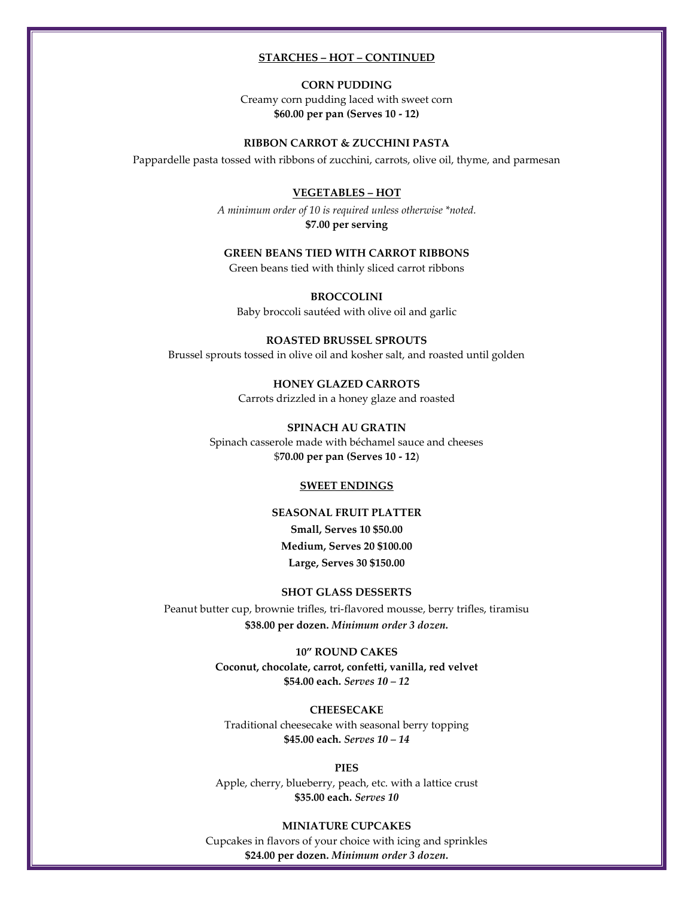## STARCHES – HOT – CONTINUED

### CORN PUDDING

Creamy corn pudding laced with sweet corn

**$60.00 per pan (Serves 10 - 12)**

### RIBBON CARROT & ZUCCHINI PASTA

Pappardelle pasta tossed with ribbons of zucchini, carrots, olive oil, thyme, and parmesan

## VEGETABLES – HOT

*A minimum order of 10 is required unless otherwise *noted.*

**$7.00 per serving**

### GREEN BEANS TIED WITH CARROT RIBBONS

Green beans tied with thinly sliced carrot ribbons

### BROCCOLINI

Baby broccoli sautéed with olive oil and garlic

### ROASTED BRUSSEL SPROUTS

Brussel sprouts tossed in olive oil and kosher salt, and roasted until golden

### HONEY GLAZED CARROTS

Carrots drizzled in a honey glaze and roasted

### SPINACH AU GRATIN

Spinach casserole made with béchamel sauce and cheeses

**$70.00 per pan (Serves 10 - 12)**

## SWEET ENDINGS

### SEASONAL FRUIT PLATTER

**Small, Serves 10 $50.00**

**Medium, Serves 20 $100.00**

**Large, Serves 30 $150.00**

### SHOT GLASS DESSERTS

Peanut butter cup, brownie trifles, tri-flavored mousse, berry trifles, tiramisu

**$38.00 per dozen.** ***Minimum order 3 dozen.***

### 10" ROUND CAKES

**Coconut, chocolate, carrot, confetti, vanilla, red velvet**

**$54.00 each.** ***Serves 10 – 12***

### CHEESECAKE

Traditional cheesecake with seasonal berry topping

**$45.00 each.** ***Serves 10 – 14***

### PIES

Apple, cherry, blueberry, peach, etc. with a lattice crust

**$35.00 each.** ***Serves 10***

### MINIATURE CUPCAKES

Cupcakes in flavors of your choice with icing and sprinkles

**$24.00 per dozen.** ***Minimum order 3 dozen.***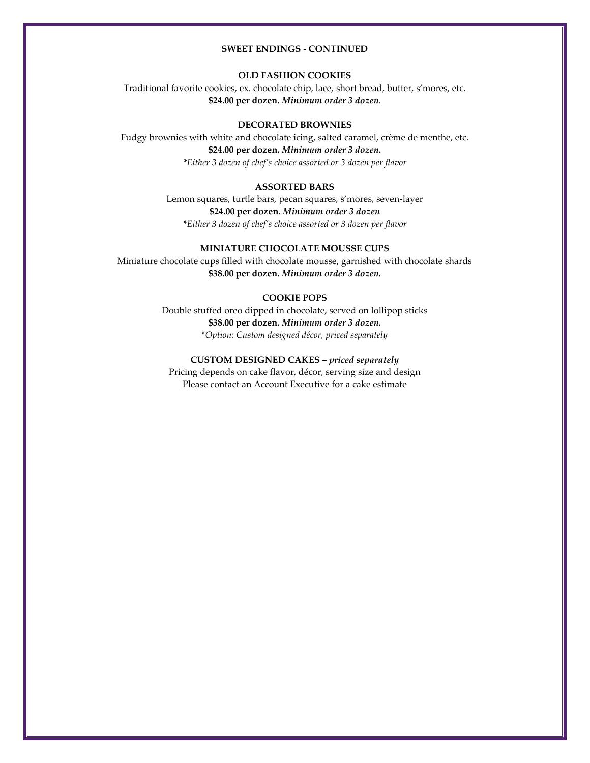## SWEET ENDINGS - CONTINUED

### OLD FASHION COOKIES

Traditional favorite cookies, ex. chocolate chip, lace, short bread, butter, s'mores, etc.
**$24.00 per dozen.** ***Minimum order 3 dozen.***

### DECORATED BROWNIES

Fudgy brownies with white and chocolate icing, salted caramel, crème de menthe, etc.
**$24.00 per dozen.** ***Minimum order 3 dozen.***
*\*Either 3 dozen of chef's choice assorted or 3 dozen per flavor*

### ASSORTED BARS

Lemon squares, turtle bars, pecan squares, s'mores, seven-layer
**$24.00 per dozen.** ***Minimum order 3 dozen***
*\*Either 3 dozen of chef's choice assorted or 3 dozen per flavor*

### MINIATURE CHOCOLATE MOUSSE CUPS

Miniature chocolate cups filled with chocolate mousse, garnished with chocolate shards
**$38.00 per dozen.** ***Minimum order 3 dozen.***

### COOKIE POPS

Double stuffed oreo dipped in chocolate, served on lollipop sticks
**$38.00 per dozen.** ***Minimum order 3 dozen.***
*\*Option: Custom designed décor, priced separately*

### CUSTOM DESIGNED CAKES – *priced separately*

Pricing depends on cake flavor, décor, serving size and design
Please contact an Account Executive for a cake estimate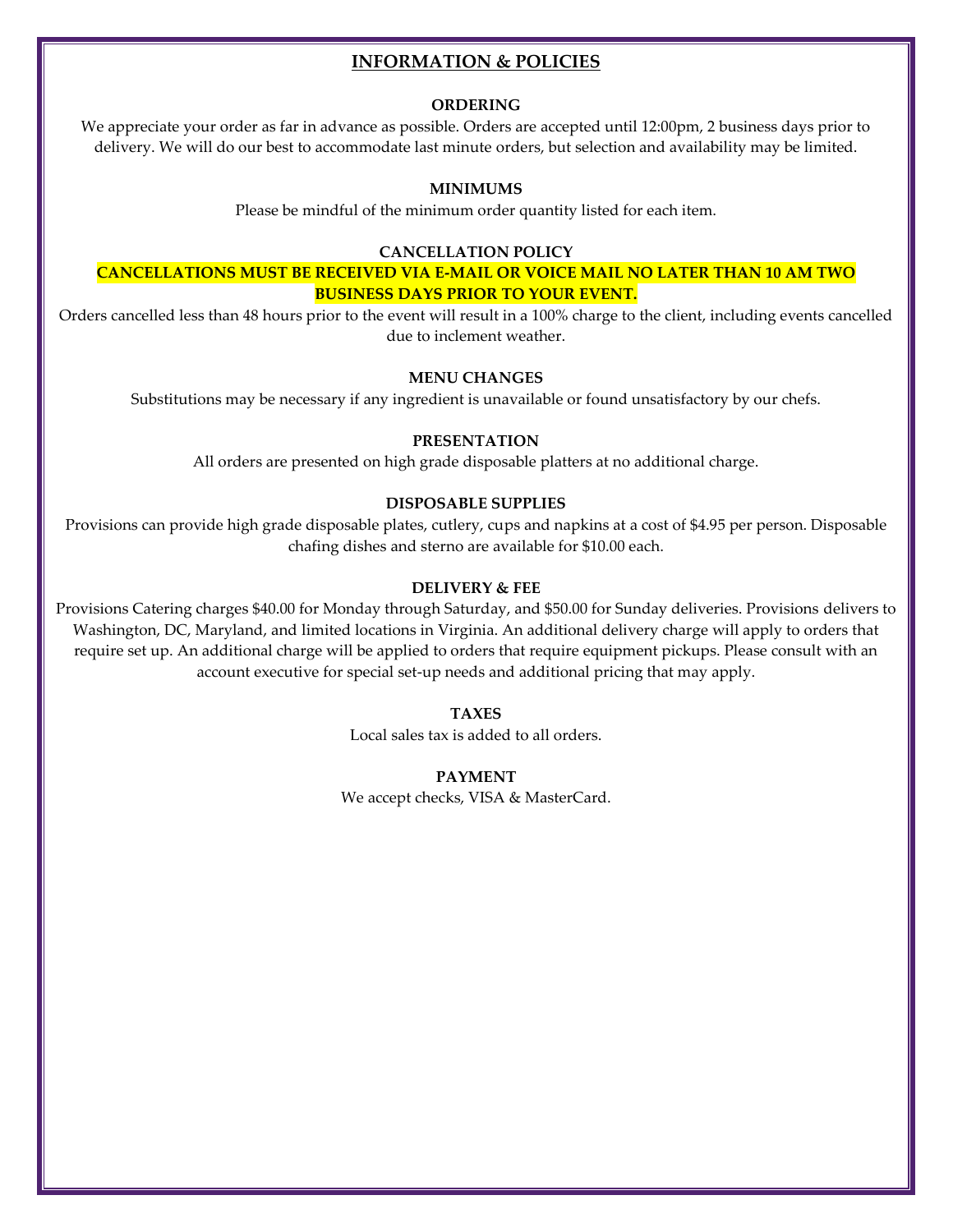# INFORMATION & POLICIES

### ORDERING

We appreciate your order as far in advance as possible. Orders are accepted until 12:00pm, 2 business days prior to delivery. We will do our best to accommodate last minute orders, but selection and availability may be limited.

### MINIMUMS

Please be mindful of the minimum order quantity listed for each item.

### CANCELLATION POLICY

**CANCELLATIONS MUST BE RECEIVED VIA E-MAIL OR VOICE MAIL NO LATER THAN 10 AM TWO BUSINESS DAYS PRIOR TO YOUR EVENT.**

Orders cancelled less than 48 hours prior to the event will result in a 100% charge to the client, including events cancelled due to inclement weather.

### MENU CHANGES

Substitutions may be necessary if any ingredient is unavailable or found unsatisfactory by our chefs.

### PRESENTATION

All orders are presented on high grade disposable platters at no additional charge.

### DISPOSABLE SUPPLIES

Provisions can provide high grade disposable plates, cutlery, cups and napkins at a cost of $4.95 per person. Disposable chafing dishes and sterno are available for $10.00 each.

### DELIVERY & FEE

Provisions Catering charges $40.00 for Monday through Saturday, and $50.00 for Sunday deliveries. Provisions delivers to Washington, DC, Maryland, and limited locations in Virginia. An additional delivery charge will apply to orders that require set up. An additional charge will be applied to orders that require equipment pickups. Please consult with an account executive for special set-up needs and additional pricing that may apply.

### TAXES

Local sales tax is added to all orders.

### PAYMENT

We accept checks, VISA & MasterCard.